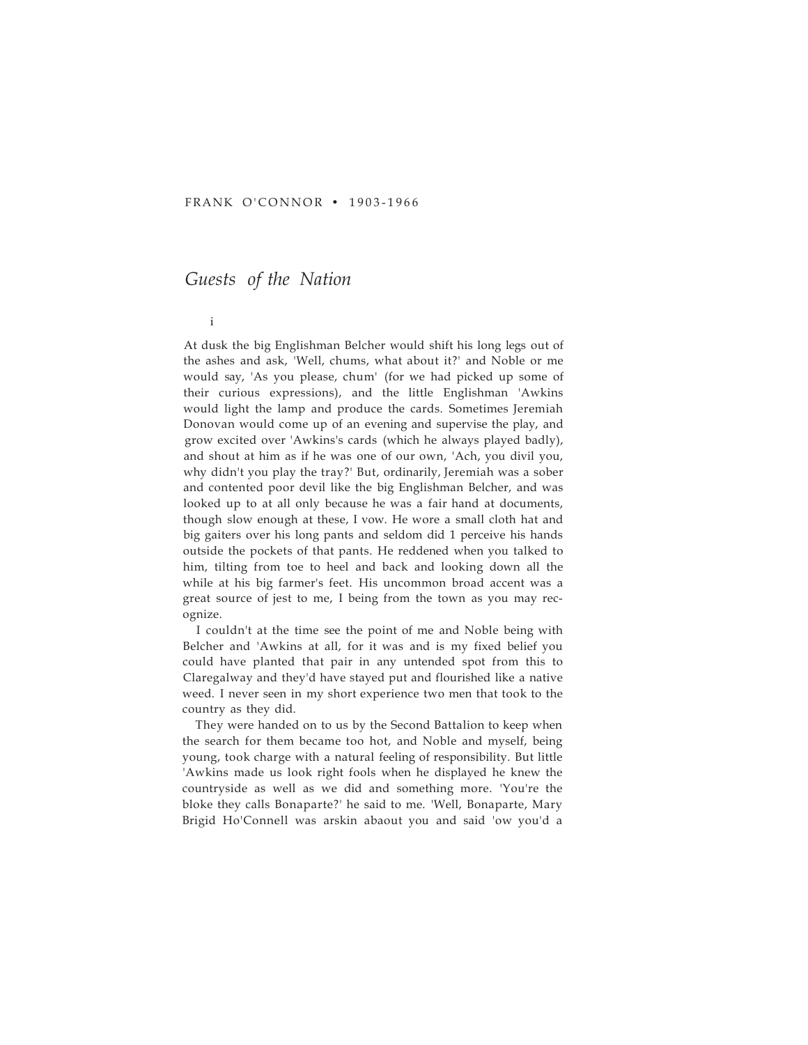FRANK O'CONNOR • 1903-1966

# *Guests of the Nation*

## i

At dusk the big Englishman Belcher would shift his long legs out of the ashes and ask, 'Well, chums, what about it?' and Noble or me would say, 'As you please, chum' (for we had picked up some of their curious expressions), and the little Englishman 'Awkins would light the lamp and produce the cards. Sometimes Jeremiah Donovan would come up of an evening and supervise the play, and grow excited over 'Awkins's cards (which he always played badly), and shout at him as if he was one of our own, 'Ach, you divil you, why didn't you play the tray?' But, ordinarily, Jeremiah was a sober and contented poor devil like the big Englishman Belcher, and was looked up to at all only because he was a fair hand at documents, though slow enough at these, I vow. He wore a small cloth hat and big gaiters over his long pants and seldom did 1 perceive his hands outside the pockets of that pants. He reddened when you talked to him, tilting from toe to heel and back and looking down all the while at his big farmer's feet. His uncommon broad accent was a great source of jest to me, I being from the town as you may recognize.

I couldn't at the time see the point of me and Noble being with Belcher and 'Awkins at all, for it was and is my fixed belief you could have planted that pair in any untended spot from this to Claregalway and they'd have stayed put and flourished like a native weed. I never seen in my short experience two men that took to the country as they did.

They were handed on to us by the Second Battalion to keep when the search for them became too hot, and Noble and myself, being young, took charge with a natural feeling of responsibility. But little 'Awkins made us look right fools when he displayed he knew the countryside as well as we did and something more. 'You're the bloke they calls Bonaparte?' he said to me. 'Well, Bonaparte, Mary Brigid Ho'Connell was arskin abaout you and said 'ow you'd a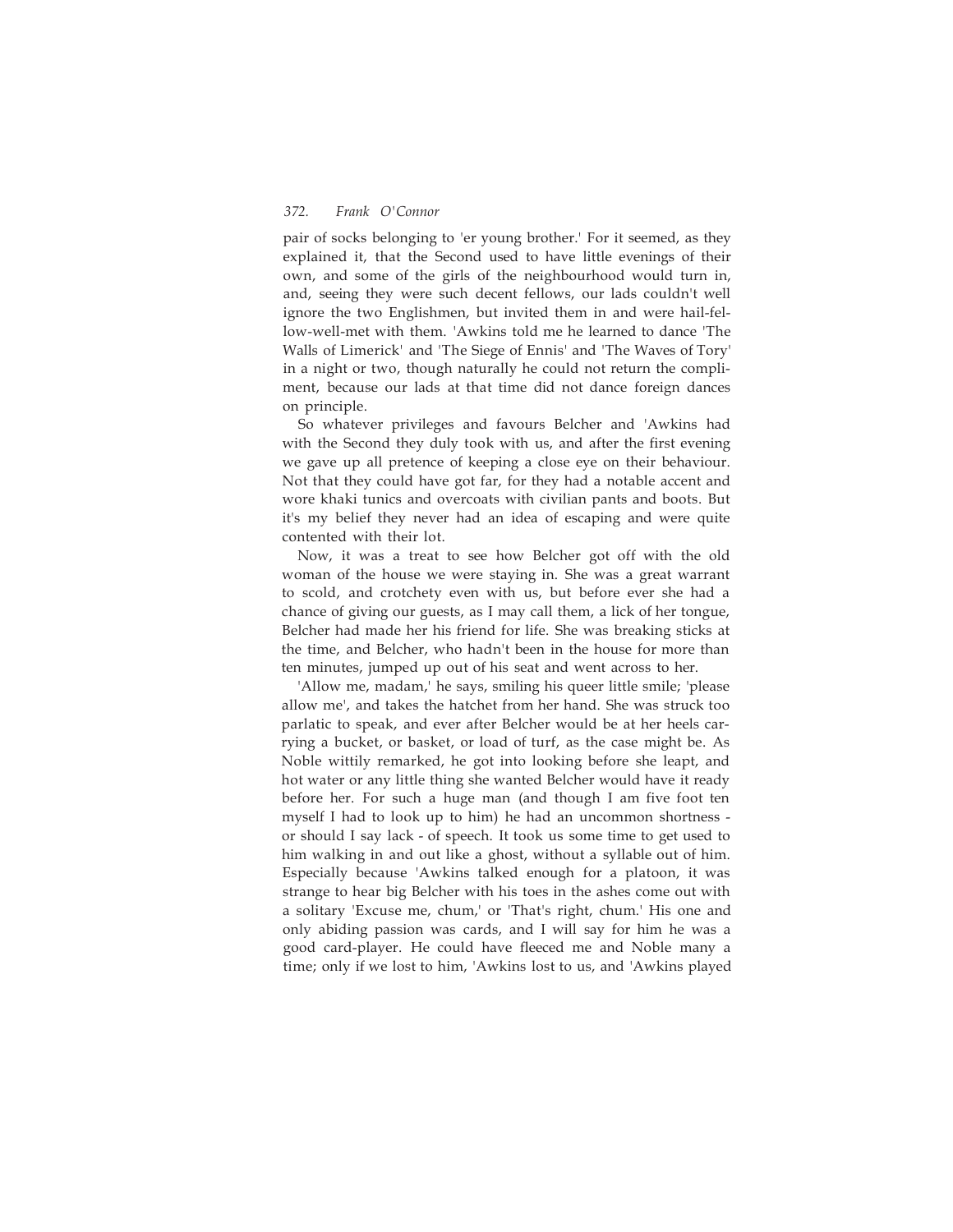pair of socks belonging to 'er young brother.' For it seemed, as they explained it, that the Second used to have little evenings of their own, and some of the girls of the neighbourhood would turn in, and, seeing they were such decent fellows, our lads couldn't well ignore the two Englishmen, but invited them in and were hail-fellow-well-met with them. 'Awkins told me he learned to dance 'The Walls of Limerick' and 'The Siege of Ennis' and 'The Waves of Tory' in a night or two, though naturally he could not return the compliment, because our lads at that time did not dance foreign dances on principle.

So whatever privileges and favours Belcher and 'Awkins had with the Second they duly took with us, and after the first evening we gave up all pretence of keeping a close eye on their behaviour. Not that they could have got far, for they had a notable accent and wore khaki tunics and overcoats with civilian pants and boots. But it's my belief they never had an idea of escaping and were quite contented with their lot.

Now, it was a treat to see how Belcher got off with the old woman of the house we were staying in. She was a great warrant to scold, and crotchety even with us, but before ever she had a chance of giving our guests, as I may call them, a lick of her tongue, Belcher had made her his friend for life. She was breaking sticks at the time, and Belcher, who hadn't been in the house for more than ten minutes, jumped up out of his seat and went across to her.

'Allow me, madam,' he says, smiling his queer little smile; 'please allow me', and takes the hatchet from her hand. She was struck too parlatic to speak, and ever after Belcher would be at her heels carrying a bucket, or basket, or load of turf, as the case might be. As Noble wittily remarked, he got into looking before she leapt, and hot water or any little thing she wanted Belcher would have it ready before her. For such a huge man (and though I am five foot ten myself I had to look up to him) he had an uncommon shortness - or should I say lack - of speech. It took us some time to get used to him walking in and out like a ghost, without a syllable out of him. Especially because 'Awkins talked enough for a platoon, it was strange to hear big Belcher with his toes in the ashes come out with a solitary 'Excuse me, chum,' or 'That's right, chum.' His one and only abiding passion was cards, and I will say for him he was a good card-player. He could have fleeced me and Noble many a time; only if we lost to him, 'Awkins lost to us, and 'Awkins played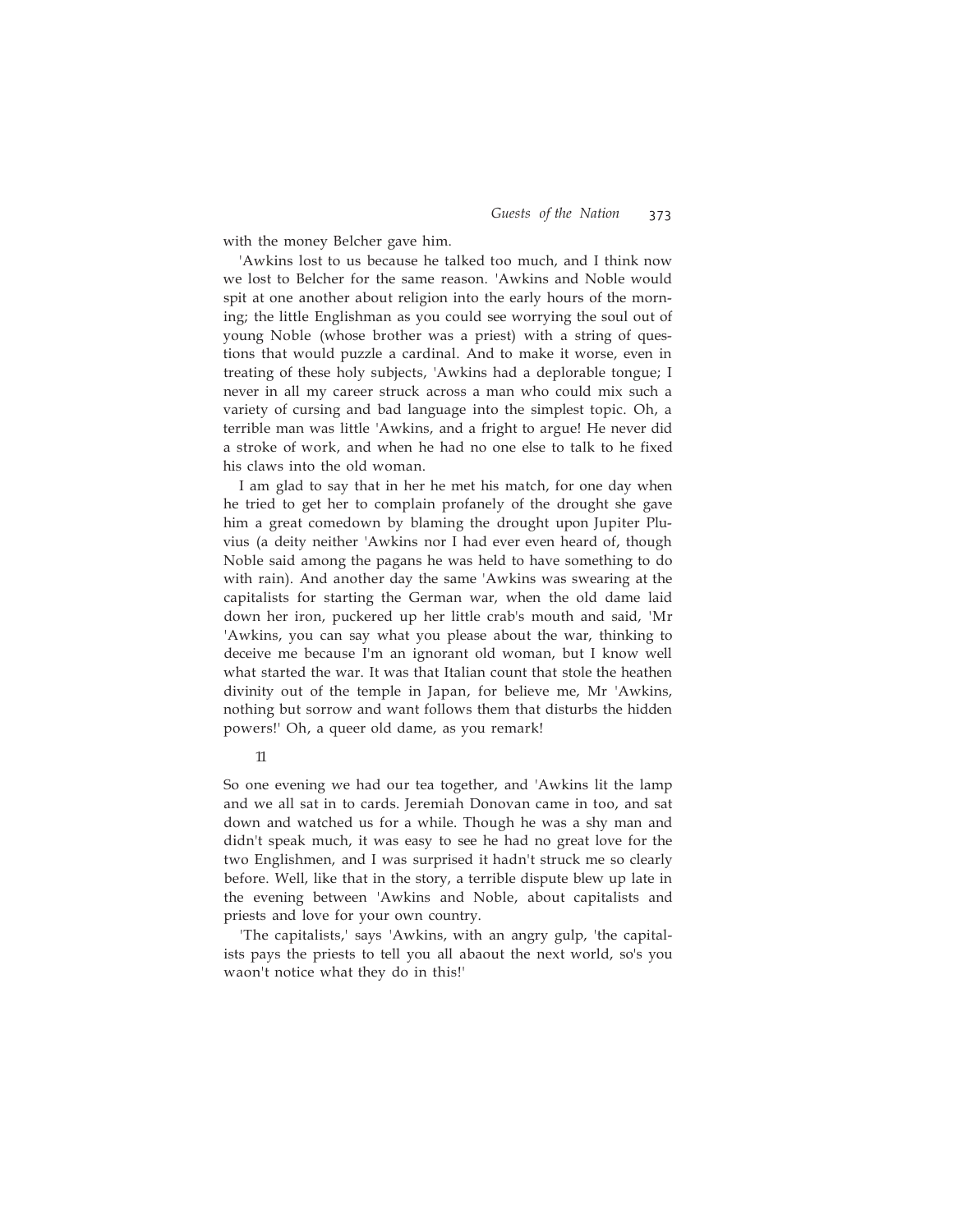with the money Belcher gave him.

'Awkins lost to us because he talked too much, and I think now we lost to Belcher for the same reason. 'Awkins and Noble would spit at one another about religion into the early hours of the morning; the little Englishman as you could see worrying the soul out of young Noble (whose brother was a priest) with a string of questions that would puzzle a cardinal. And to make it worse, even in treating of these holy subjects, 'Awkins had a deplorable tongue; I never in all my career struck across a man who could mix such a variety of cursing and bad language into the simplest topic. Oh, a terrible man was little 'Awkins, and a fright to argue! He never did a stroke of work, and when he had no one else to talk to he fixed his claws into the old woman.

I am glad to say that in her he met his match, for one day when he tried to get her to complain profanely of the drought she gave him a great comedown by blaming the drought upon Jupiter Pluvius (a deity neither 'Awkins nor I had ever even heard of, though Noble said among the pagans he was held to have something to do with rain). And another day the same 'Awkins was swearing at the capitalists for starting the German war, when the old dame laid down her iron, puckered up her little crab's mouth and said, 'Mr 'Awkins, you can say what you please about the war, thinking to deceive me because I'm an ignorant old woman, but I know well what started the war. It was that Italian count that stole the heathen divinity out of the temple in Japan, for believe me, Mr 'Awkins, nothing but sorrow and want follows them that disturbs the hidden powers!' Oh, a queer old dame, as you remark!

## II

So one evening we had our tea together, and 'Awkins lit the lamp and we all sat in to cards. Jeremiah Donovan came in too, and sat down and watched us for a while. Though he was a shy man and didn't speak much, it was easy to see he had no great love for the two Englishmen, and I was surprised it hadn't struck me so clearly before. Well, like that in the story, a terrible dispute blew up late in the evening between 'Awkins and Noble, about capitalists and priests and love for your own country.

'The capitalists,' says 'Awkins, with an angry gulp, 'the capitalists pays the priests to tell you all abaout the next world, so's you waon't notice what they do in this!'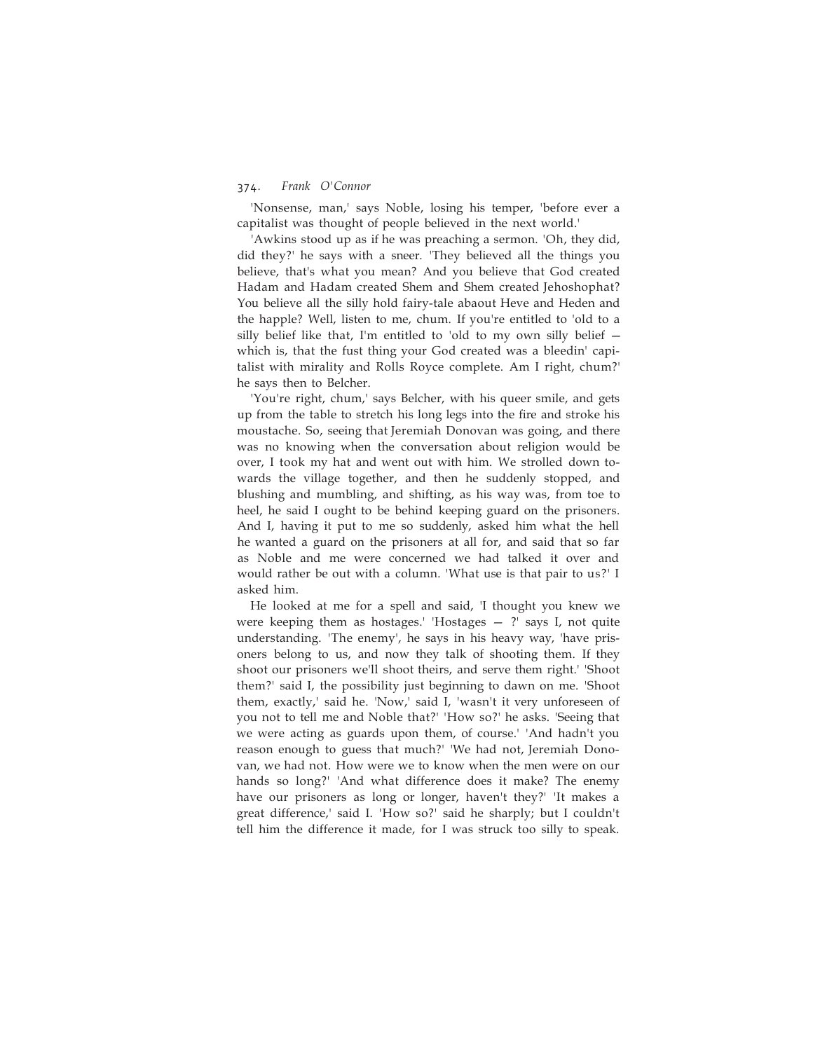'Nonsense, man,' says Noble, losing his temper, 'before ever a capitalist was thought of people believed in the next world.'

'Awkins stood up as if he was preaching a sermon. 'Oh, they did, did they?' he says with a sneer. 'They believed all the things you believe, that's what you mean? And you believe that God created Hadam and Hadam created Shem and Shem created Jehoshophat? You believe all the silly hold fairy-tale abaout Heve and Heden and the happle? Well, listen to me, chum. If you're entitled to 'old to a silly belief like that, I'm entitled to 'old to my own silly belief — which is, that the fust thing your God created was a bleedin' capitalist with mirality and Rolls Royce complete. Am I right, chum?' he says then to Belcher.

'You're right, chum,' says Belcher, with his queer smile, and gets up from the table to stretch his long legs into the fire and stroke his moustache. So, seeing that Jeremiah Donovan was going, and there was no knowing when the conversation about religion would be over, I took my hat and went out with him. We strolled down towards the village together, and then he suddenly stopped, and blushing and mumbling, and shifting, as his way was, from toe to heel, he said I ought to be behind keeping guard on the prisoners. And I, having it put to me so suddenly, asked him what the hell he wanted a guard on the prisoners at all for, and said that so far as Noble and me were concerned we had talked it over and would rather be out with a column. 'What use is that pair to us?' I asked him.

He looked at me for a spell and said, 'I thought you knew we were keeping them as hostages.' 'Hostages — ?' says I, not quite understanding. 'The enemy', he says in his heavy way, 'have prisoners belong to us, and now they talk of shooting them. If they shoot our prisoners we'll shoot theirs, and serve them right.' 'Shoot them?' said I, the possibility just beginning to dawn on me. 'Shoot them, exactly,' said he. 'Now,' said I, 'wasn't it very unforeseen of you not to tell me and Noble that?' 'How so?' he asks. 'Seeing that we were acting as guards upon them, of course.' 'And hadn't you reason enough to guess that much?' 'We had not, Jeremiah Donovan, we had not. How were we to know when the men were on our hands so long?' 'And what difference does it make? The enemy have our prisoners as long or longer, haven't they?' 'It makes a great difference,' said I. 'How so?' said he sharply; but I couldn't tell him the difference it made, for I was struck too silly to speak.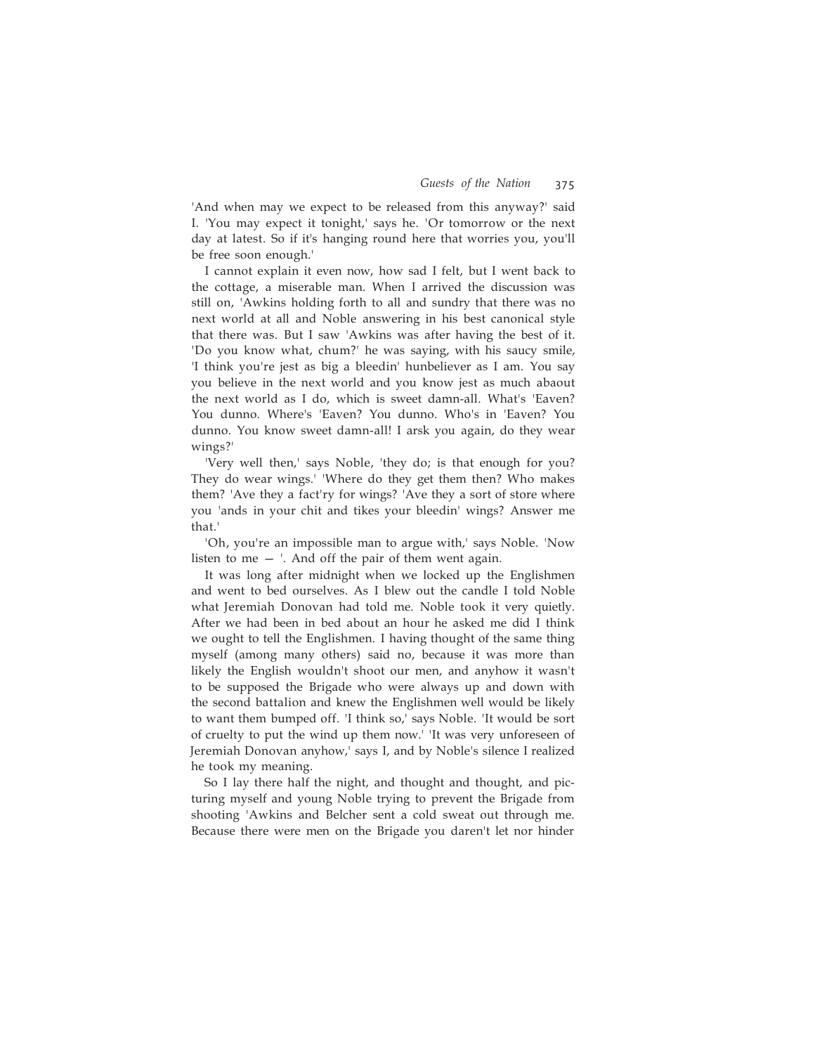'And when may we expect to be released from this anyway?' said I. 'You may expect it tonight,' says he. 'Or tomorrow or the next day at latest. So if it's hanging round here that worries you, you'll be free soon enough.'

I cannot explain it even now, how sad I felt, but I went back to the cottage, a miserable man. When I arrived the discussion was still on, 'Awkins holding forth to all and sundry that there was no next world at all and Noble answering in his best canonical style that there was. But I saw 'Awkins was after having the best of it. 'Do you know what, chum?' he was saying, with his saucy smile, 'I think you're jest as big a bleedin' hunbeliever as I am. You say you believe in the next world and you know jest as much abaout the next world as I do, which is sweet damn-all. What's 'Eaven? You dunno. Where's 'Eaven? You dunno. Who's in 'Eaven? You dunno. You know sweet damn-all! I arsk you again, do they wear wings?'

'Very well then,' says Noble, 'they do; is that enough for you? They do wear wings.' 'Where do they get them then? Who makes them? 'Ave they a fact'ry for wings? 'Ave they a sort of store where you 'ands in your chit and tikes your bleedin' wings? Answer me that.'

'Oh, you're an impossible man to argue with,' says Noble. 'Now listen to me — '. And off the pair of them went again.

It was long after midnight when we locked up the Englishmen and went to bed ourselves. As I blew out the candle I told Noble what Jeremiah Donovan had told me. Noble took it very quietly. After we had been in bed about an hour he asked me did I think we ought to tell the Englishmen. I having thought of the same thing myself (among many others) said no, because it was more than likely the English wouldn't shoot our men, and anyhow it wasn't to be supposed the Brigade who were always up and down with the second battalion and knew the Englishmen well would be likely to want them bumped off. 'I think so,' says Noble. 'It would be sort of cruelty to put the wind up them now.' 'It was very unforeseen of Jeremiah Donovan anyhow,' says I, and by Noble's silence I realized he took my meaning.

So I lay there half the night, and thought and thought, and picturing myself and young Noble trying to prevent the Brigade from shooting 'Awkins and Belcher sent a cold sweat out through me. Because there were men on the Brigade you daren't let nor hinder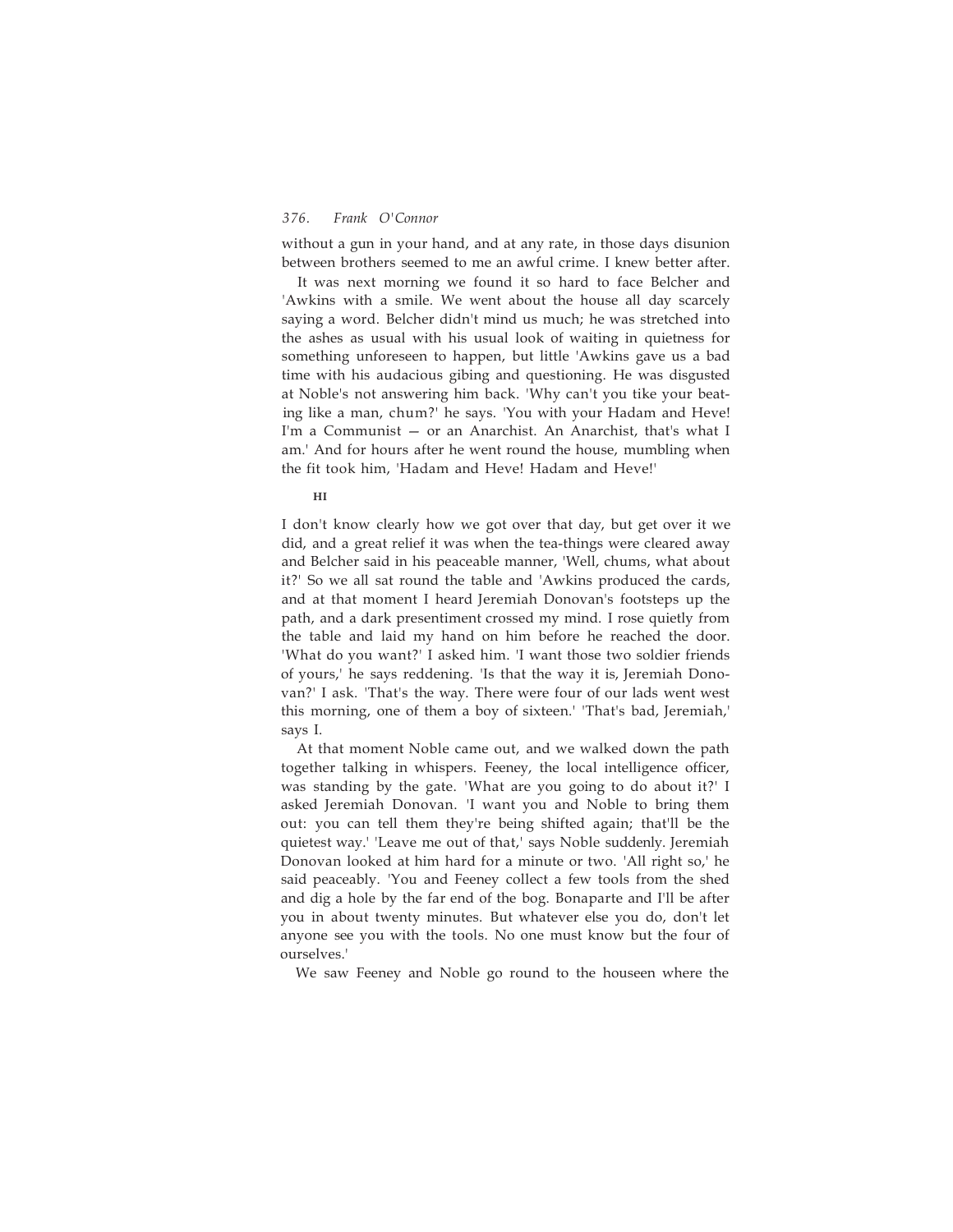without a gun in your hand, and at any rate, in those days disunion between brothers seemed to me an awful crime. I knew better after.

It was next morning we found it so hard to face Belcher and 'Awkins with a smile. We went about the house all day scarcely saying a word. Belcher didn't mind us much; he was stretched into the ashes as usual with his usual look of waiting in quietness for something unforeseen to happen, but little 'Awkins gave us a bad time with his audacious gibing and questioning. He was disgusted at Noble's not answering him back. 'Why can't you tike your beating like a man, chum?' he says. 'You with your Hadam and Heve! I'm a Communist — or an Anarchist. An Anarchist, that's what I am.' And for hours after he went round the house, mumbling when the fit took him, 'Hadam and Heve! Hadam and Heve!'

## III

I don't know clearly how we got over that day, but get over it we did, and a great relief it was when the tea-things were cleared away and Belcher said in his peaceable manner, 'Well, chums, what about it?' So we all sat round the table and 'Awkins produced the cards, and at that moment I heard Jeremiah Donovan's footsteps up the path, and a dark presentiment crossed my mind. I rose quietly from the table and laid my hand on him before he reached the door. 'What do you want?' I asked him. 'I want those two soldier friends of yours,' he says reddening. 'Is that the way it is, Jeremiah Donovan?' I ask. 'That's the way. There were four of our lads went west this morning, one of them a boy of sixteen.' 'That's bad, Jeremiah,' says I.

At that moment Noble came out, and we walked down the path together talking in whispers. Feeney, the local intelligence officer, was standing by the gate. 'What are you going to do about it?' I asked Jeremiah Donovan. 'I want you and Noble to bring them out: you can tell them they're being shifted again; that'll be the quietest way.' 'Leave me out of that,' says Noble suddenly. Jeremiah Donovan looked at him hard for a minute or two. 'All right so,' he said peaceably. 'You and Feeney collect a few tools from the shed and dig a hole by the far end of the bog. Bonaparte and I'll be after you in about twenty minutes. But whatever else you do, don't let anyone see you with the tools. No one must know but the four of ourselves.'

We saw Feeney and Noble go round to the houseen where the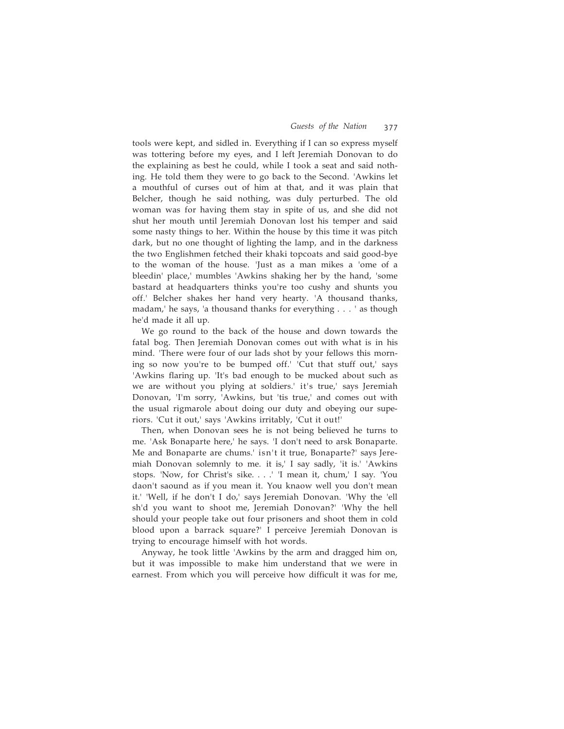tools were kept, and sidled in. Everything if I can so express myself was tottering before my eyes, and I left Jeremiah Donovan to do the explaining as best he could, while I took a seat and said nothing. He told them they were to go back to the Second. 'Awkins let a mouthful of curses out of him at that, and it was plain that Belcher, though he said nothing, was duly perturbed. The old woman was for having them stay in spite of us, and she did not shut her mouth until Jeremiah Donovan lost his temper and said some nasty things to her. Within the house by this time it was pitch dark, but no one thought of lighting the lamp, and in the darkness the two Englishmen fetched their khaki topcoats and said good-bye to the woman of the house. 'Just as a man mikes a 'ome of a bleedin' place,' mumbles 'Awkins shaking her by the hand, 'some bastard at headquarters thinks you're too cushy and shunts you off.' Belcher shakes her hand very hearty. 'A thousand thanks, madam,' he says, 'a thousand thanks for everything . . . ' as though he'd made it all up.

We go round to the back of the house and down towards the fatal bog. Then Jeremiah Donovan comes out with what is in his mind. 'There were four of our lads shot by your fellows this morning so now you're to be bumped off.' 'Cut that stuff out,' says 'Awkins flaring up. 'It's bad enough to be mucked about such as we are without you plying at soldiers.' it's true,' says Jeremiah Donovan, 'I'm sorry, 'Awkins, but 'tis true,' and comes out with the usual rigmarole about doing our duty and obeying our superiors. 'Cut it out,' says 'Awkins irritably, 'Cut it out!'

Then, when Donovan sees he is not being believed he turns to me. 'Ask Bonaparte here,' he says. 'I don't need to arsk Bonaparte. Me and Bonaparte are chums.' isn't it true, Bonaparte?' says Jeremiah Donovan solemnly to me. it is,' I say sadly, 'it is.' 'Awkins stops. 'Now, for Christ's sike. . . .' 'I mean it, chum,' I say. 'You daon't saound as if you mean it. You knaow well you don't mean it.' 'Well, if he don't I do,' says Jeremiah Donovan. 'Why the 'ell sh'd you want to shoot me, Jeremiah Donovan?' 'Why the hell should your people take out four prisoners and shoot them in cold blood upon a barrack square?' I perceive Jeremiah Donovan is trying to encourage himself with hot words.

Anyway, he took little 'Awkins by the arm and dragged him on, but it was impossible to make him understand that we were in earnest. From which you will perceive how difficult it was for me,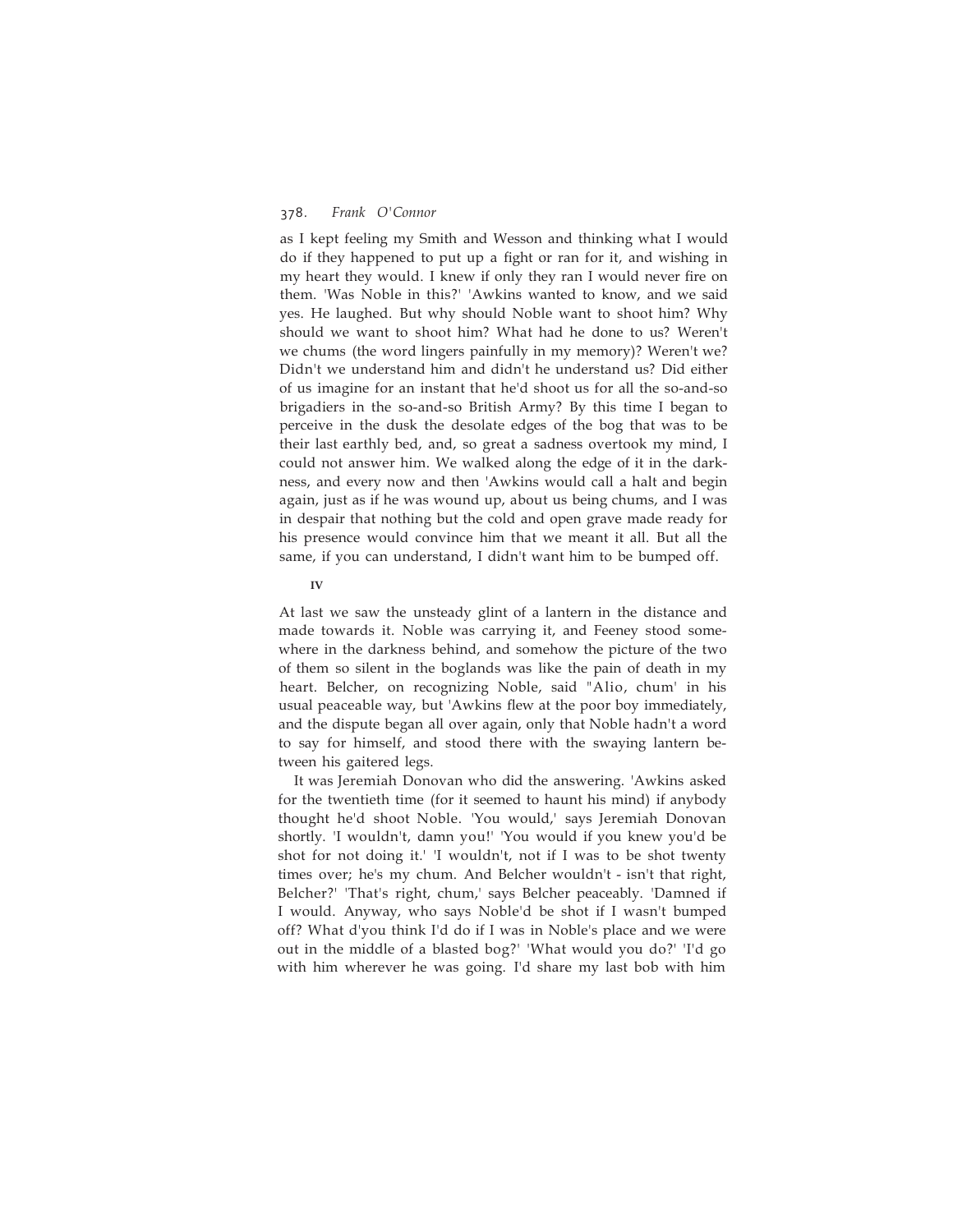as I kept feeling my Smith and Wesson and thinking what I would do if they happened to put up a fight or ran for it, and wishing in my heart they would. I knew if only they ran I would never fire on them. 'Was Noble in this?' 'Awkins wanted to know, and we said yes. He laughed. But why should Noble want to shoot him? Why should we want to shoot him? What had he done to us? Weren't we chums (the word lingers painfully in my memory)? Weren't we? Didn't we understand him and didn't he understand us? Did either of us imagine for an instant that he'd shoot us for all the so-and-so brigadiers in the so-and-so British Army? By this time I began to perceive in the dusk the desolate edges of the bog that was to be their last earthly bed, and, so great a sadness overtook my mind, I could not answer him. We walked along the edge of it in the darkness, and every now and then 'Awkins would call a halt and begin again, just as if he was wound up, about us being chums, and I was in despair that nothing but the cold and open grave made ready for his presence would convince him that we meant it all. But all the same, if you can understand, I didn't want him to be bumped off.

## IV

At last we saw the unsteady glint of a lantern in the distance and made towards it. Noble was carrying it, and Feeney stood somewhere in the darkness behind, and somehow the picture of the two of them so silent in the boglands was like the pain of death in my heart. Belcher, on recognizing Noble, said "Alio, chum' in his usual peaceable way, but 'Awkins flew at the poor boy immediately, and the dispute began all over again, only that Noble hadn't a word to say for himself, and stood there with the swaying lantern between his gaitered legs.

It was Jeremiah Donovan who did the answering. 'Awkins asked for the twentieth time (for it seemed to haunt his mind) if anybody thought he'd shoot Noble. 'You would,' says Jeremiah Donovan shortly. 'I wouldn't, damn you!' 'You would if you knew you'd be shot for not doing it.' 'I wouldn't, not if I was to be shot twenty times over; he's my chum. And Belcher wouldn't - isn't that right, Belcher?' 'That's right, chum,' says Belcher peaceably. 'Damned if I would. Anyway, who says Noble'd be shot if I wasn't bumped off? What d'you think I'd do if I was in Noble's place and we were out in the middle of a blasted bog?' 'What would you do?' 'I'd go with him wherever he was going. I'd share my last bob with him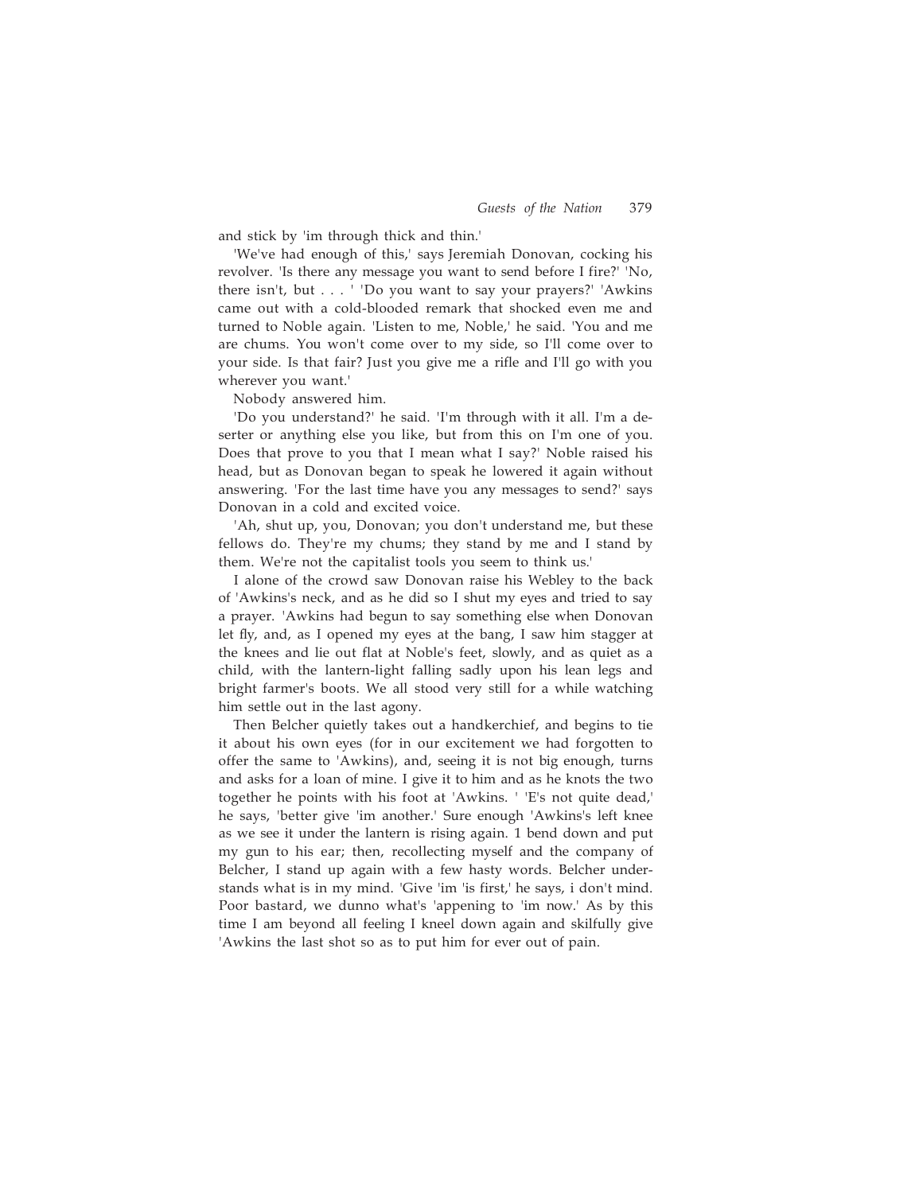and stick by 'im through thick and thin.'

'We've had enough of this,' says Jeremiah Donovan, cocking his revolver. 'Is there any message you want to send before I fire?' 'No, there isn't, but . . . ' 'Do you want to say your prayers?' 'Awkins came out with a cold-blooded remark that shocked even me and turned to Noble again. 'Listen to me, Noble,' he said. 'You and me are chums. You won't come over to my side, so I'll come over to your side. Is that fair? Just you give me a rifle and I'll go with you wherever you want.'

Nobody answered him.

'Do you understand?' he said. 'I'm through with it all. I'm a deserter or anything else you like, but from this on I'm one of you. Does that prove to you that I mean what I say?' Noble raised his head, but as Donovan began to speak he lowered it again without answering. 'For the last time have you any messages to send?' says Donovan in a cold and excited voice.

'Ah, shut up, you, Donovan; you don't understand me, but these fellows do. They're my chums; they stand by me and I stand by them. We're not the capitalist tools you seem to think us.'

I alone of the crowd saw Donovan raise his Webley to the back of 'Awkins's neck, and as he did so I shut my eyes and tried to say a prayer. 'Awkins had begun to say something else when Donovan let fly, and, as I opened my eyes at the bang, I saw him stagger at the knees and lie out flat at Noble's feet, slowly, and as quiet as a child, with the lantern-light falling sadly upon his lean legs and bright farmer's boots. We all stood very still for a while watching him settle out in the last agony.

Then Belcher quietly takes out a handkerchief, and begins to tie it about his own eyes (for in our excitement we had forgotten to offer the same to 'Awkins), and, seeing it is not big enough, turns and asks for a loan of mine. I give it to him and as he knots the two together he points with his foot at 'Awkins. ' 'E's not quite dead,' he says, 'better give 'im another.' Sure enough 'Awkins's left knee as we see it under the lantern is rising again. 1 bend down and put my gun to his ear; then, recollecting myself and the company of Belcher, I stand up again with a few hasty words. Belcher understands what is in my mind. 'Give 'im 'is first,' he says, i don't mind. Poor bastard, we dunno what's 'appening to 'im now.' As by this time I am beyond all feeling I kneel down again and skilfully give 'Awkins the last shot so as to put him for ever out of pain.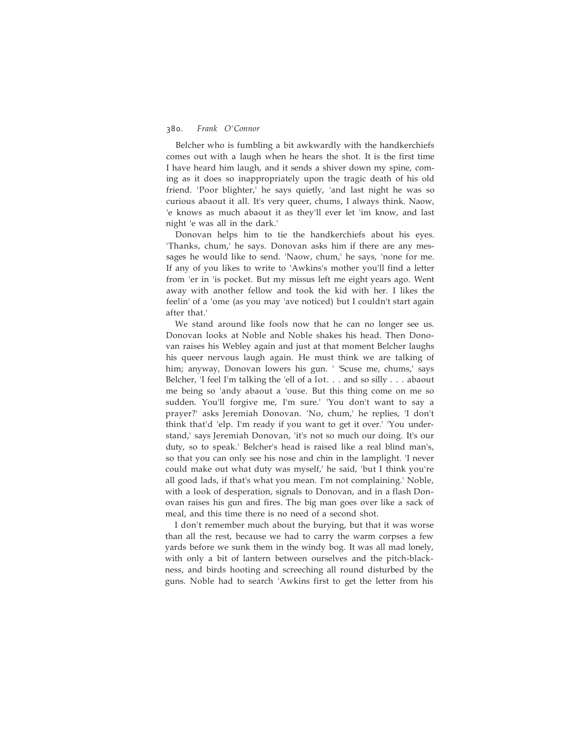Belcher who is fumbling a bit awkwardly with the handkerchiefs comes out with a laugh when he hears the shot. It is the first time I have heard him laugh, and it sends a shiver down my spine, coming as it does so inappropriately upon the tragic death of his old friend. 'Poor blighter,' he says quietly, 'and last night he was so curious abaout it all. It's very queer, chums, I always think. Naow, 'e knows as much abaout it as they'll ever let 'im know, and last night 'e was all in the dark.'

Donovan helps him to tie the handkerchiefs about his eyes. 'Thanks, chum,' he says. Donovan asks him if there are any messages he would like to send. 'Naow, chum,' he says, 'none for me. If any of you likes to write to 'Awkins's mother you'll find a letter from 'er in 'is pocket. But my missus left me eight years ago. Went away with another fellow and took the kid with her. I likes the feelin' of a 'ome (as you may 'ave noticed) but I couldn't start again after that.'

We stand around like fools now that he can no longer see us. Donovan looks at Noble and Noble shakes his head. Then Donovan raises his Webley again and just at that moment Belcher laughs his queer nervous laugh again. He must think we are talking of him; anyway, Donovan lowers his gun. ' 'Scuse me, chums,' says Belcher, 'I feel I'm talking the 'ell of a lot. . . and so silly . . . abaout me being so 'andy abaout a 'ouse. But this thing come on me so sudden. You'll forgive me, I'm sure.' 'You don't want to say a prayer?' asks Jeremiah Donovan. 'No, chum,' he replies, 'I don't think that'd 'elp. I'm ready if you want to get it over.' 'You understand,' says Jeremiah Donovan, 'it's not so much our doing. It's our duty, so to speak.' Belcher's head is raised like a real blind man's, so that you can only see his nose and chin in the lamplight. 'I never could make out what duty was myself,' he said, 'but I think you're all good lads, if that's what you mean. I'm not complaining.' Noble, with a look of desperation, signals to Donovan, and in a flash Donovan raises his gun and fires. The big man goes over like a sack of meal, and this time there is no need of a second shot.

I don't remember much about the burying, but that it was worse than all the rest, because we had to carry the warm corpses a few yards before we sunk them in the windy bog. It was all mad lonely, with only a bit of lantern between ourselves and the pitch-blackness, and birds hooting and screeching all round disturbed by the guns. Noble had to search 'Awkins first to get the letter from his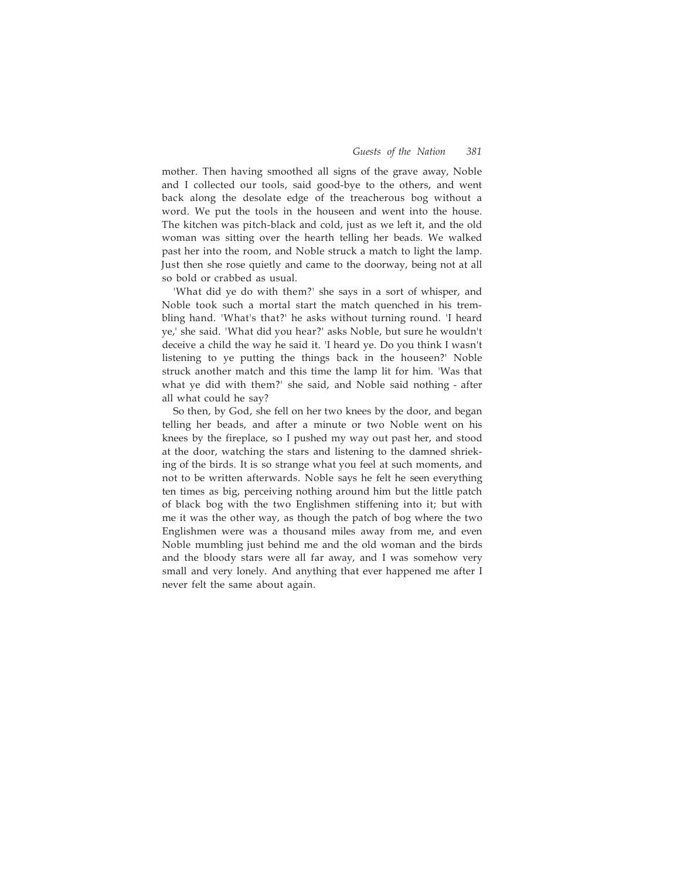mother. Then having smoothed all signs of the grave away, Noble and I collected our tools, said good-bye to the others, and went back along the desolate edge of the treacherous bog without a word. We put the tools in the houseen and went into the house. The kitchen was pitch-black and cold, just as we left it, and the old woman was sitting over the hearth telling her beads. We walked past her into the room, and Noble struck a match to light the lamp. Just then she rose quietly and came to the doorway, being not at all so bold or crabbed as usual.

'What did ye do with them?' she says in a sort of whisper, and Noble took such a mortal start the match quenched in his trembling hand. 'What's that?' he asks without turning round. 'I heard ye,' she said. 'What did you hear?' asks Noble, but sure he wouldn't deceive a child the way he said it. 'I heard ye. Do you think I wasn't listening to ye putting the things back in the houseen?' Noble struck another match and this time the lamp lit for him. 'Was that what ye did with them?' she said, and Noble said nothing - after all what could he say?

So then, by God, she fell on her two knees by the door, and began telling her beads, and after a minute or two Noble went on his knees by the fireplace, so I pushed my way out past her, and stood at the door, watching the stars and listening to the damned shrieking of the birds. It is so strange what you feel at such moments, and not to be written afterwards. Noble says he felt he seen everything ten times as big, perceiving nothing around him but the little patch of black bog with the two Englishmen stiffening into it; but with me it was the other way, as though the patch of bog where the two Englishmen were was a thousand miles away from me, and even Noble mumbling just behind me and the old woman and the birds and the bloody stars were all far away, and I was somehow very small and very lonely. And anything that ever happened me after I never felt the same about again.